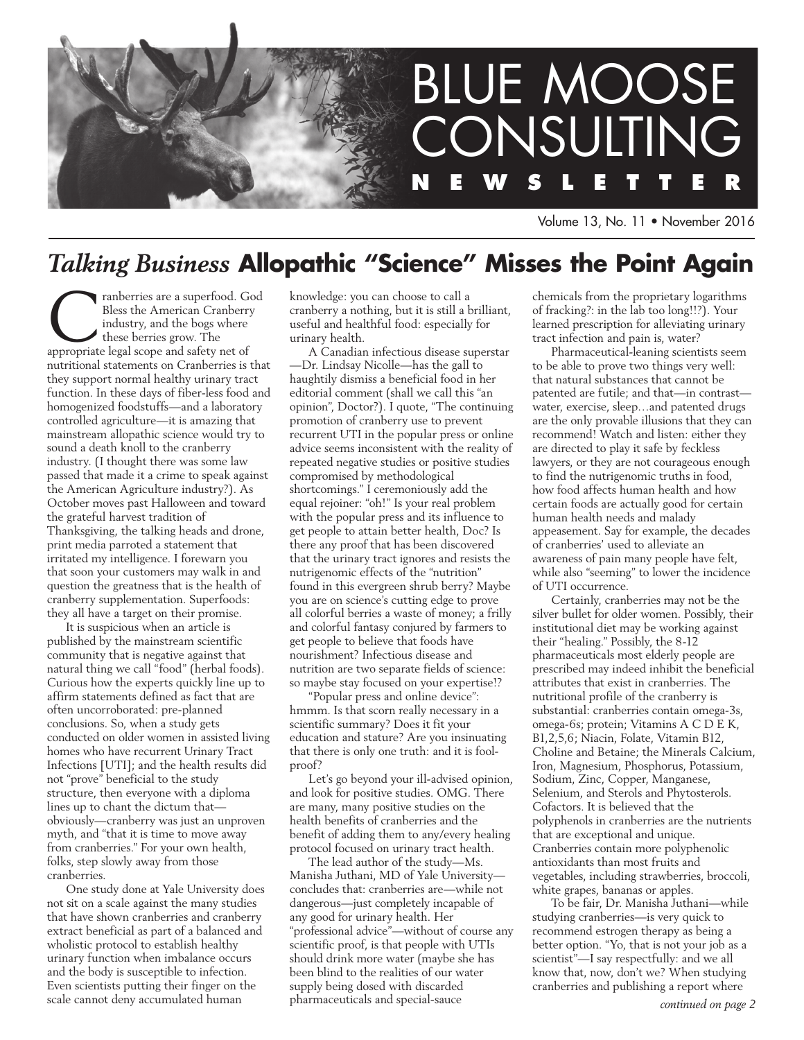# BLUE MOOSE CONSULTING NEWSLETTER

Volume 13, No. 11 • November 2016

## *Talking Business* **Allopathic "Science" Misses the Point Again**

Cranberries are a superfood. God Bless the American Cranberry industry, and the bogs where these berries grow. The appropriate legal scope and safety net of nutritional statements on Cranberries is that they support normal healthy urinary tract function. In these days of fiber-less food and homogenized foodstuffs—and a laboratory controlled agriculture—it is amazing that mainstream allopathic science would try to sound a death knoll to the cranberry industry. (I thought there was some law passed that made it a crime to speak against the American Agriculture industry?). As October moves past Halloween and toward the grateful harvest tradition of Thanksgiving, the talking heads and drone, print media parroted a statement that irritated my intelligence. I forewarn you that soon your customers may walk in and question the greatness that is the health of cranberry supplementation. Superfoods: they all have a target on their promise.

It is suspicious when an article is published by the mainstream scientific community that is negative against that natural thing we call "food" (herbal foods). Curious how the experts quickly line up to affirm statements defined as fact that are often uncorroborated: pre-planned conclusions. So, when a study gets conducted on older women in assisted living homes who have recurrent Urinary Tract Infections [UTI]; and the health results did not "prove" beneficial to the study structure, then everyone with a diploma lines up to chant the dictum that—obviously—cranberry was just an unproven myth, and "that it is time to move away from cranberries." For your own health, folks, step slowly away from those cranberries.

One study done at Yale University does not sit on a scale against the many studies that have shown cranberries and cranberry extract beneficial as part of a balanced and wholistic protocol to establish healthy urinary function when imbalance occurs and the body is susceptible to infection. Even scientists putting their finger on the scale cannot deny accumulated human knowledge: you can choose to call a cranberry a nothing, but it is still a brilliant, useful and healthful food: especially for urinary health.

A Canadian infectious disease superstar—Dr. Lindsay Nicolle—has the gall to haughtily dismiss a beneficial food in her editorial comment (shall we call this "an opinion", Doctor?). I quote, "The continuing promotion of cranberry use to prevent recurrent UTI in the popular press or online advice seems inconsistent with the reality of repeated negative studies or positive studies compromised by methodological shortcomings." I ceremoniously add the equal rejoiner: "oh!" Is your real problem with the popular press and its influence to get people to attain better health, Doc? Is there any proof that has been discovered that the urinary tract ignores and resists the nutrigenomic effects of the "nutrition" found in this evergreen shrub berry? Maybe you are on science's cutting edge to prove all colorful berries a waste of money; a frilly and colorful fantasy conjured by farmers to get people to believe that foods have nourishment? Infectious disease and nutrition are two separate fields of science: so maybe stay focused on your expertise!?

"Popular press and online device": hmmm. Is that scorn really necessary in a scientific summary? Does it fit your education and stature? Are you insinuating that there is only one truth: and it is fool-proof?

Let's go beyond your ill-advised opinion, and look for positive studies. OMG. There are many, many positive studies on the health benefits of cranberries and the benefit of adding them to any/every healing protocol focused on urinary tract health.

The lead author of the study—Ms. Manisha Juthani, MD of Yale University—concludes that: cranberries are—while not dangerous—just completely incapable of any good for urinary health. Her "professional advice"—without of course any scientific proof, is that people with UTIs should drink more water (maybe she has been blind to the realities of our water supply being dosed with discarded pharmaceuticals and special-sauce chemicals from the proprietary logarithms of fracking?: in the lab too long!!!?). Your learned prescription for alleviating urinary tract infection and pain is, water?

Pharmaceutical-leaning scientists seem to be able to prove two things very well: that natural substances that cannot be patented are futile; and that—in contrast—water, exercise, sleep…and patented drugs are the only provable illusions that they can recommend! Watch and listen: either they are directed to play it safe by feckless lawyers, or they are not courageous enough to find the nutrigenomic truths in food, how food affects human health and how certain foods are actually good for certain human health needs and malady appeasement. Say for example, the decades of cranberries' used to alleviate an awareness of pain many people have felt, while also "seeming" to lower the incidence of UTI occurrence.

Certainly, cranberries may not be the silver bullet for older women. Possibly, their institutional diet may be working against their "healing." Possibly, the 8-12 pharmaceuticals most elderly people are prescribed may indeed inhibit the beneficial attributes that exist in cranberries. The nutritional profile of the cranberry is substantial: cranberries contain omega-3s, omega-6s; protein; Vitamins A C D E K, B1,2,5,6; Niacin, Folate, Vitamin B12, Choline and Betaine; the Minerals Calcium, Iron, Magnesium, Phosphorus, Potassium, Sodium, Zinc, Copper, Manganese, Selenium, and Sterols and Phytosterols. Cofactors. It is believed that the polyphenols in cranberries are the nutrients that are exceptional and unique. Cranberries contain more polyphenolic antioxidants than most fruits and vegetables, including strawberries, broccoli, white grapes, bananas or apples.

To be fair, Dr. Manisha Juthani—while studying cranberries—is very quick to recommend estrogen therapy as being a better option. "Yo, that is not your job as a scientist"—I say respectfully: and we all know that, now, don't we? When studying cranberries and publishing a report where

*continued on page 2*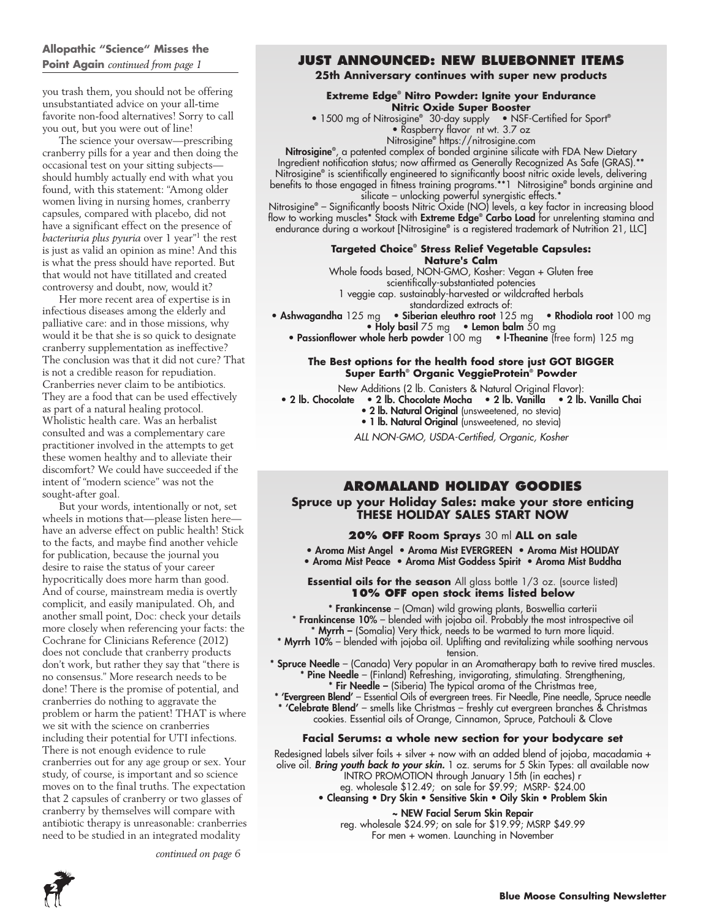**Allopathic "Science" Misses the Point Again** *continued from page 1*

you trash them, you should not be offering unsubstantiated advice on your all-time favorite non-food alternatives! Sorry to call you out, but you were out of line!

The science your oversaw—prescribing cranberry pills for a year and then doing the occasional test on your sitting subjects—should humbly actually end with what you found, with this statement: "Among older women living in nursing homes, cranberry capsules, compared with placebo, did not have a significant effect on the presence of *bacteriuria plus pyuria* over 1 year"[1] the rest is just as valid an opinion as mine! And this is what the press should have reported. But that would not have titillated and created controversy and doubt, now, would it?

Her more recent area of expertise is in infectious diseases among the elderly and palliative care: and in those missions, why would it be that she is so quick to designate cranberry supplementation as ineffective? The conclusion was that it did not cure? That is not a credible reason for repudiation. Cranberries never claim to be antibiotics. They are a food that can be used effectively as part of a natural healing protocol. Wholistic health care. Was an herbalist consulted and was a complementary care practitioner involved in the attempts to get these women healthy and to alleviate their discomfort? We could have succeeded if the intent of "modern science" was not the sought-after goal.

But your words, intentionally or not, set wheels in motions that—please listen here—have an adverse effect on public health! Stick to the facts, and maybe find another vehicle for publication, because the journal you desire to raise the status of your career hypocritically does more harm than good. And of course, mainstream media is overtly complicit, and easily manipulated. Oh, and another small point, Doc: check your details more closely when referencing your facts: the Cochrane for Clinicians Reference (2012) does not conclude that cranberry products don't work, but rather they say that "there is no consensus." More research needs to be done! There is the promise of potential, and cranberries do nothing to aggravate the problem or harm the patient! THAT is where we sit with the science on cranberries including their potential for UTI infections. There is not enough evidence to rule cranberries out for any age group or sex. Your study, of course, is important and so science moves on to the final truths. The expectation that 2 capsules of cranberry or two glasses of cranberry by themselves will compare with antibiotic therapy is unreasonable: cranberries need to be studied in an integrated modality

*continued on page 6*

## JUST ANNOUNCED: NEW BLUEBONNET ITEMS

**25th Anniversary continues with super new products**

**Extreme Edge® Nitro Powder: Ignite your Endurance**
**Nitric Oxide Super Booster**

• 1500 mg of Nitrosigine® 30-day supply • NSF-Certified for Sport®
• Raspberry flavor nt wt. 3.7 oz
Nitrosigine® https://nitrosigine.com

**Nitrosigine®**, a patented complex of bonded arginine silicate with FDA New Dietary Ingredient notification status; now affirmed as Generally Recognized As Safe (GRAS).** Nitrosigine® is scientifically engineered to significantly boost nitric oxide levels, delivering benefits to those engaged in fitness training programs.**1 Nitrosigine® bonds arginine and silicate – unlocking powerful synergistic effects.*

Nitrosigine® – Significantly boosts Nitric Oxide (NO) levels, a key factor in increasing blood flow to working muscles* Stack with **Extreme Edge® Carbo Load** for unrelenting stamina and endurance during a workout [Nitrosigine® is a registered trademark of Nutrition 21, LLC]

**Targeted Choice® Stress Relief Vegetable Capsules:**
**Nature's Calm**

Whole foods based, NON-GMO, Kosher: Vegan + Gluten free
scientifically-substantiated potencies
1 veggie cap. sustainably-harvested or wildcrafted herbals
standardized extracts of:

• **Ashwagandha** 125 mg • **Siberian eleuthro root** 125 mg • **Rhodiola root** 100 mg
• **Holy basil** 75 mg • **Lemon balm** 50 mg
• **Passionflower whole herb powder** 100 mg • **l-Theanine** (free form) 125 mg

**The Best options for the health food store just GOT BIGGER**
**Super Earth® Organic VeggieProtein® Powder**

New Additions (2 lb. Canisters & Natural Original Flavor):
• **2 lb. Chocolate** • **2 lb. Chocolate Mocha** • **2 lb. Vanilla** • **2 lb. Vanilla Chai**
• **2 lb. Natural Original** (unsweetened, no stevia)
• **1 lb. Natural Original** (unsweetened, no stevia)

*ALL NON-GMO, USDA-Certified, Organic, Kosher*

## AROMALAND HOLIDAY GOODIES

**Spruce up your Holiday Sales: make your store enticing**
**THESE HOLIDAY SALES START NOW**

**20% OFF Room Sprays** 30 ml **ALL on sale**

• Aroma Mist Angel • Aroma Mist EVERGREEN • Aroma Mist HOLIDAY
• Aroma Mist Peace • Aroma Mist Goddess Spirit • Aroma Mist Buddha

**Essential oils for the season** All glass bottle 1/3 oz. (source listed)
**10% OFF open stock items listed below**

* **Frankincense** – (Oman) wild growing plants, Boswellia carterii
* **Frankincense 10%** – blended with jojoba oil. Probably the most introspective oil
* **Myrrh –** (Somalia) Very thick, needs to be warmed to turn more liquid.
* **Myrrh 10%** – blended with jojoba oil. Uplifting and revitalizing while soothing nervous tension.
* **Spruce Needle** – (Canada) Very popular in an Aromatherapy bath to revive tired muscles.
* **Pine Needle** – (Finland) Refreshing, invigorating, stimulating. Strengthening,
* **Fir Needle –** (Siberia) The typical aroma of the Christmas tree,
* **'Evergreen Blend'** – Essential Oils of evergreen trees. Fir Needle, Pine needle, Spruce needle
* **'Celebrate Blend'** – smells like Christmas – freshly cut evergreen branches & Christmas cookies. Essential oils of Orange, Cinnamon, Spruce, Patchouli & Clove

**Facial Serums: a whole new section for your bodycare set**

Redesigned labels silver foils + silver + now with an added blend of jojoba, macadamia + olive oil. ***Bring youth back to your skin.*** 1 oz. serums for 5 Skin Types: all available now
INTRO PROMOTION through January 15th (in eaches) r
eg. wholesale $12.49; on sale for $9.99; MSRP- $24.00

• **Cleansing** • **Dry Skin** • **Sensitive Skin** • **Oily Skin** • **Problem Skin**

**~ NEW Facial Serum Skin Repair**
reg. wholesale $24.99; on sale for $19.99; MSRP $49.99
For men + women. Launching in November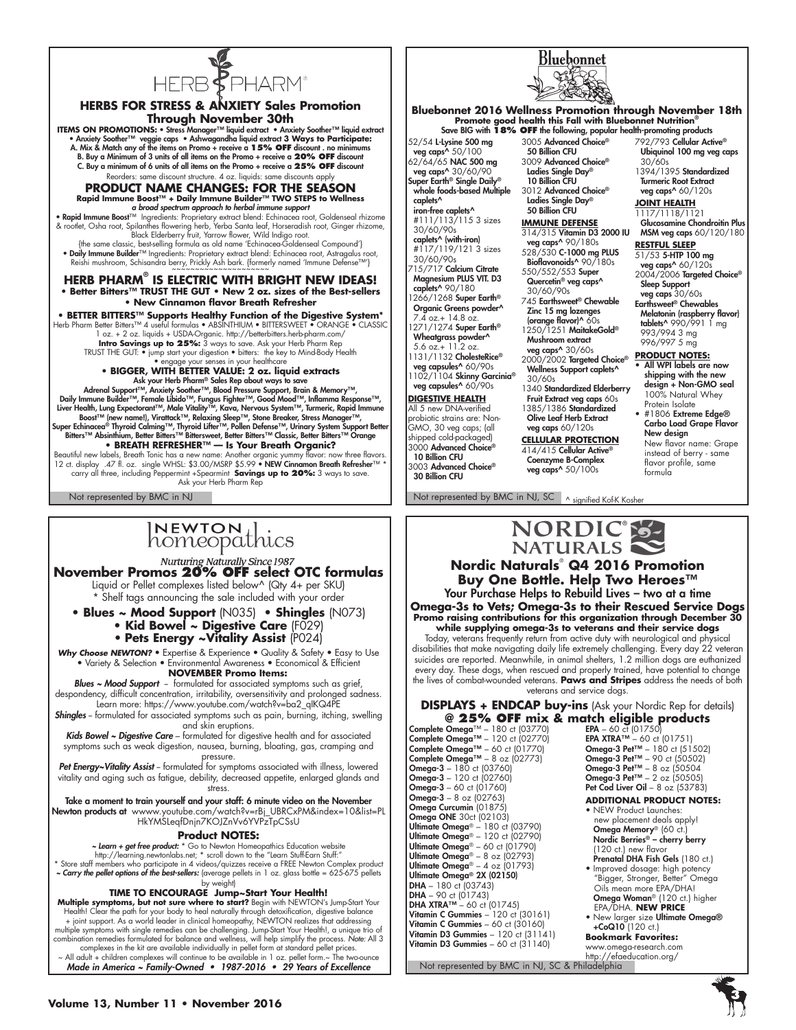# HERB PHARM

## HERBS FOR STRESS & ANXIETY Sales Promotion Through November 30th

**ITEMS ON PROMOTIONS:** • Stress Manager™ liquid extract • Anxiety Soother™ liquid extract • Anxiety Soother™ veggie caps • Ashwagandha liquid extract **3 Ways to Participate:**
A. Mix & Match any of the items on Promo + receive a **15% OFF** discount . no minimums
B. Buy a Minimum of 3 units of all items on the Promo + receive a **20% OFF** discount
C. Buy a minimum of 6 units of all items on the Promo + receive a **25% OFF** discount
Reorders: same discount structure. 4 oz. liquids: same discounts apply

## PRODUCT NAME CHANGES: FOR THE SEASON

**Rapid Immune Boost™ + Daily Immune Builder™ TWO STEPS to Wellness**
*a broad spectrum approach to herbal immune support*

• **Rapid Immune Boost**™ Ingredients: Proprietary extract blend: Echinacea root, Goldenseal rhizome & rootlet, Osha root, Spilanthes flowering herb, Yerba Santa leaf, Horseradish root, Ginger rhizome, Black Elderberry fruit, Yarrow flower, Wild Indigo root.
(the same classic, best-selling formula as old name 'Echinacea-Goldenseal Compound')
• **Daily Immune Builder**™ Ingredients: Proprietary extract blend: Echinacea root, Astragalus root, Reishi mushroom, Schisandra berry, Prickly Ash bark. (formerly named 'Immune Defense™')

## HERB PHARM® IS ELECTRIC WITH BRIGHT NEW IDEAS!

**• Better Bitters™ TRUST THE GUT • New 2 oz. sizes of the Best-sellers • New Cinnamon flavor Breath Refresher**

**• BETTER BITTERS™ Supports Healthy Function of the Digestive System\***
Herb Pharm Better Bitters™ 4 useful formulas • ABSINTHIUM • BITTERSWEET • ORANGE • CLASSIC 1 oz. + 2 oz. liquids + USDA-Organic. http://betterbitters.herb-pharm.com/
**Intro Savings up to 25%:** 3 ways to save. Ask your Herb Pharm Rep
TRUST THE GUT: • jump start your digestion • bitters: the key to Mind-Body Health • engage your senses in your healthcare

**• BIGGER, WITH BETTER VALUE: 2 oz. liquid extracts**
**Ask your Herb Pharm® Sales Rep about ways to save**
Adrenal Support™, Anxiety Soother™, Blood Pressure Support, Brain & Memory™, Daily Immune Builder™, Female Libido™, Fungus Fighter™, Good Mood™, Inflamma Response™, Liver Health, Lung Expectorant™, Male Vitality™, Kava, Nervous System™, Turmeric, Rapid Immune Boost™ (new name!), Virattack™, Relaxing Sleep™, Stone Breaker, Stress Manager™, Super Echinacea® Thyroid Calming™, Thyroid Lifter™, Pollen Defense™, Urinary System Support Better Bitters™ Absinthium, Better Bitters™ Bittersweet, Better Bitters™ Classic, Better Bitters™ Orange

**• BREATH REFRESHER™ — Is Your Breath Organic?**
Beautiful new labels, Breath Tonic has a new name: Another organic yummy flavor: now three flavors. 12 ct. display .47 fl. oz. single WHSL: $3.00/MSRP $5.99 • **NEW Cinnamon Breath Refresher**™ \* carry all three, including Peppermint +Spearmint **Savings up to 20%:** 3 ways to save. Ask your Herb Pharm Rep

Not represented by BMC in NJ

# Bluebonnet

## Bluebonnet 2016 Wellness Promotion through November 18th

**Promote good health this Fall with Bluebonnet Nutrition®**
Save BIG with **18% OFF** the following, popular health-promoting products

52/54 **L-Lysine 500 mg veg caps^** 50/100
62/64/65 **NAC 500 mg veg caps^** 30/60/90
**Super Earth® Single Daily® whole foods-based Multiple caplets^ iron-free caplets^** #111/113/115 3 sizes 30/60/90s
**caplets^ (with-iron)** #117/119/121 3 sizes 30/60/90s
715/717 **Calcium Citrate Magnesium PLUS VIT. D3 caplets^** 90/180
1266/1268 **Super Earth® Organic Greens powder^** 7.4 oz.+ 14.8 oz.
1271/1274 **Super Earth® Wheatgrass powder^** 5.6 oz.+ 11.2 oz.
1131/1132 **CholesteRice® veg capsules^** 60/90s
1102/1104 **Skinny Garcinia® veg capsules^** 60/90s

**DIGESTIVE HEALTH**
All 5 new DNA-verified probiotic strains are: Non-GMO, 30 veg caps; (all shipped cold-packaged)
3000 **Advanced Choice® 10 Billion CFU**
3003 **Advanced Choice® 30 Billion CFU**
3005 **Advanced Choice® 50 Billion CFU**
3009 **Advanced Choice® Ladies Single Day® 10 Billion CFU**
3012 **Advanced Choice® Ladies Single Day® 50 Billion CFU**

**IMMUNE DEFENSE**
314/315 **Vitamin D3 2000 IU veg caps^** 90/180s
528/530 **C-1000 mg PLUS Bioflavonoids^** 90/180s
550/552/553 **Super Quercetin® veg caps^** 30/60/90s
745 **Earthsweet® Chewable Zinc 15 mg lozenges (orange flavor)^** 60s
1250/1251 **MaitakeGold® Mushroom extract veg caps^** 30/60s
2000/2002 **Targeted Choice® Wellness Support caplets^** 30/60s
1340 **Standardized Elderberry Fruit Extract veg caps** 60s
1385/1386 **Standardized Olive Leaf Herb Extract veg caps** 60/120s

**CELLULAR PROTECTION**
414/415 **Cellular Active® Coenzyme B-Complex veg caps^** 50/100s
792/793 **Cellular Active® Ubiquinol 100 mg veg caps** 30/60s
1394/1395 **Standardized Turmeric Root Extract veg caps^** 60/120s

**JOINT HEALTH**
1117/1118/1121 **Glucosamine Chondroitin Plus MSM veg caps** 60/120/180

**RESTFUL SLEEP**
51/53 **5-HTP 100 mg veg caps^** 60/120s
2004/2006 **Targeted Choice® Sleep Support veg caps** 30/60s
**Earthsweet® Chewables Melatonin (raspberry flavor) tablets^** 990/991 1 mg 993/994 3 mg 996/997 5 mg

**PRODUCT NOTES:**
- **All WPI labels are now shipping with the new design + Non-GMO seal** 100% Natural Whey Protein Isolate
- #1806 **Extreme Edge® Carbo Load Grape Flavor New design** New flavor name: Grape instead of berry - same flavor profile, same formula

Not represented by BMC in NJ, SC ^ signified Kof-K Kosher

# NEWTON homeopathics

*Nurturing Naturally Since 1987*

## November Promos 20% OFF select OTC formulas

Liquid or Pellet complexes listed below^ (Qty 4+ per SKU)
\* Shelf tags announcing the sale included with your order

**• Blues ~ Mood Support** (N035) **• Shingles** (N073)
**• Kid Bowel ~ Digestive Care** (F029)
**• Pets Energy ~Vitality Assist** (P024)

***Why Choose NEWTON?*** • Expertise & Experience • Quality & Safety • Easy to Use • Variety & Selection • Environmental Awareness • Economical & Efficient

**NOVEMBER Promo Items:**

***Blues ~ Mood Support*** – formulated for associated symptoms such as grief, despondency, difficult concentration, irritability, oversensitivity and prolonged sadness. Learn more: https://www.youtube.com/watch?v=ba2_qlKQ4PE

***Shingles*** – formulated for associated symptoms such as pain, burning, itching, swelling and skin eruptions.

***Kids Bowel ~ Digestive Care*** – formulated for digestive health and for associated symptoms such as weak digestion, nausea, burning, bloating, gas, cramping and pressure.

***Pet Energy~Vitality Assist*** – formulated for symptoms associated with illness, lowered vitality and aging such as fatigue, debility, decreased appetite, enlarged glands and stress.

**Take a moment to train yourself and your staff: 6 minute video on the November Newton products at** wwww.youtube.com/watch?v=rBj_UBRCxPM&index=10&list=PLHkYMSLeqfDnjn7KOJZnVv6YVPzTpCSsU

**Product NOTES:**

***~ Learn + get free product:*** \* Go to Newton Homeopathics Education website http://learning.newtonlabs.net; \* scroll down to the "Learn Stuff-Earn Stuff:" \* Store staff members who participate in 4 videos/quizzes receive a FREE Newton Complex product ***~ Carry the pellet options of the best-sellers:*** (average pellets in 1 oz. glass bottle = 625-675 pellets by weight)

**TIME TO ENCOURAGE Jump~Start Your Health!**
**Multiple symptoms, but not sure where to start?** Begin with NEWTON's Jump-Start Your Health! Clear the path for your body to heal naturally through detoxification, digestive balance + joint support. As a world leader in clinical homeopathy, NEWTON realizes that addressing multiple symptoms with single remedies can be challenging. Jump-Start Your Health!, a unique trio of combination remedies formulated for balance and wellness, will help simplify the process. *Note:* All 3 complexes in the kit are available individually in pellet form at standard pellet prices.
~ All adult + children complexes will continue to be available in 1 oz. pellet form.~ The two-ounce
***Made in America ~ Family-Owned • 1987-2016 • 29 Years of Excellence***

# NORDIC NATURALS

## Nordic Naturals® Q4 2016 Promotion Buy One Bottle. Help Two Heroes™

**Your Purchase Helps to Rebuild Lives – two at a time**
**Omega-3s to Vets; Omega-3s to their Rescued Service Dogs**
**Promo raising contributions for this organization through December 30 while supplying omega-3s to veterans and their service dogs**

Today, veterans frequently return from active duty with neurological and physical disabilities that make navigating daily life extremely challenging. Every day 22 veteran suicides are reported. Meanwhile, in animal shelters, 1.2 million dogs are euthanized every day. These dogs, when rescued and properly trained, have potential to change the lives of combat-wounded veterans. **Paws and Stripes** address the needs of both veterans and service dogs.

**DISPLAYS + ENDCAP buy-ins** (Ask your Nordic Rep for details) **@ 25% OFF mix & match eligible products**

**Complete Omega**™ – 180 ct (03770)
**Complete Omega**™ – 120 ct (02770)
**Complete Omega**™ – 60 ct (01770)
**Complete Omega**™ – 8 oz (02773)
**Omega-3** – 180 ct (03760)
**Omega-3** – 120 ct (02760)
**Omega-3** – 60 ct (01760)
**Omega-3** – 8 oz (02763)
**Omega Curcumin** (01875)
**Omega ONE** 30ct (02103)
**Ultimate Omega**® – 180 ct (03790)
**Ultimate Omega**® – 120 ct (02790)
**Ultimate Omega**® – 60 ct (01790)
**Ultimate Omega**® – 8 oz (02793)
**Ultimate Omega**® – 4 oz (01793)
**Ultimate Omega® 2X (02150)**
**DHA** – 180 ct (03743)
**DHA** – 90 ct (01743)
**DHA XTRA**™ – 60 ct (01745)
**Vitamin C Gummies** – 120 ct (30161)
**Vitamin C Gummies** – 60 ct (30160)
**Vitamin D3 Gummies** – 120 ct (31141)
**Vitamin D3 Gummies** – 60 ct (31140)
**EPA** – 60 ct (01750)
**EPA XTRA**™ – 60 ct (01751)
**Omega-3 Pet**™ – 180 ct (51502)
**Omega-3 Pet**™ – 90 ct (50502)
**Omega-3 Pet**™ – 8 oz (50504
**Omega-3 Pet**™ – 2 oz (50505)
**Pet Cod Liver Oil** – 8 oz (53783)

**ADDITIONAL PRODUCT NOTES:**
- NEW Product Launches: new placement deals apply! **Omega Memory**® (60 ct.) **Nordic Berries® – cherry berry** (120 ct.) new flavor **Prenatal DHA Fish Gels** (180 ct.)
- Improved dosage: high potency "Bigger, Stronger, Better" Omega Oils mean more EPA/DHA! **Omega Woman**® (120 ct.) higher EPA/DHA. **NEW PRICE**
- New larger size **Ultimate Omega® +CoQ10** (120 ct.)

**Bookmark Favorites:**
www.omega-research.com
http://efaeducation.org/

Not represented by BMC in NJ, SC & Philadelphia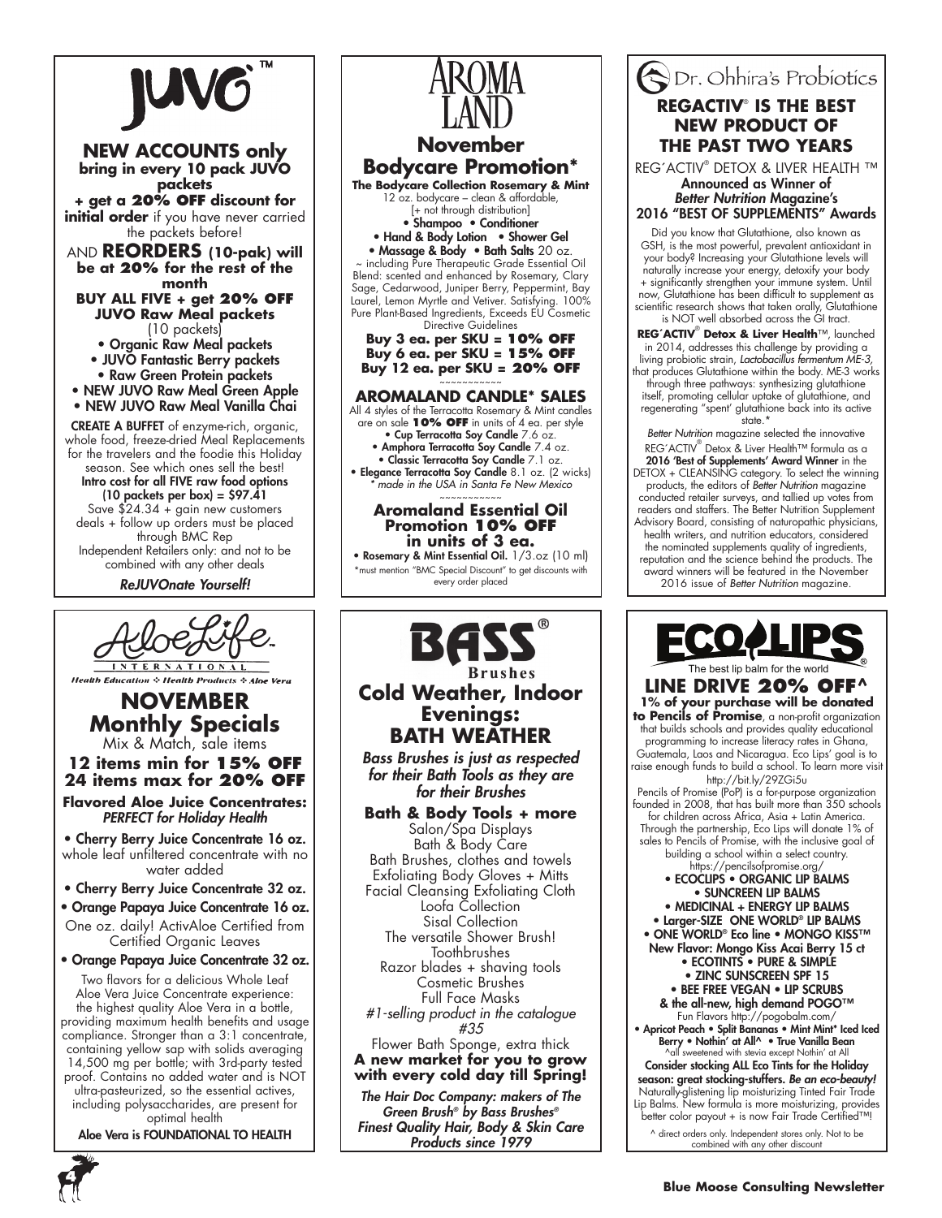# JUVO™

## NEW ACCOUNTS only

**bring in every 10 pack JUVO packets + get a 20% OFF discount for initial order** if you have never carried the packets before!

AND **REORDERS (10-pak) will be at 20% for the rest of the month**

**BUY ALL FIVE + get 20% OFF JUVO Raw Meal packets**

(10 packets)

- Organic Raw Meal packets
- JUVO Fantastic Berry packets
- Raw Green Protein packets
- NEW JUVO Raw Meal Green Apple
- NEW JUVO Raw Meal Vanilla Chai

**CREATE A BUFFET** of enzyme-rich, organic, whole food, freeze-dried Meal Replacements for the travelers and the foodie this Holiday season. See which ones sell the best!

**Intro cost for all FIVE raw food options (10 packets per box) = $97.41**

Save $24.34 + gain new customers deals + follow up orders must be placed through BMC Rep

Independent Retailers only: and not to be combined with any other deals

*ReJUVOnate Yourself!*

# AROMA LAND

## November Bodycare Promotion*

**The Bodycare Collection Rosemary & Mint**

12 oz. bodycare – clean & affordable, [+ not through distribution]

- **Shampoo • Conditioner**
- **Hand & Body Lotion • Shower Gel**
- **Massage & Body • Bath Salts** 20 oz.

~ including Pure Therapeutic Grade Essential Oil Blend: scented and enhanced by Rosemary, Clary Sage, Cedarwood, Juniper Berry, Peppermint, Bay Laurel, Lemon Myrtle and Vetiver. Satisfying. 100% Pure Plant-Based Ingredients, Exceeds EU Cosmetic Directive Guidelines

**Buy 3 ea. per SKU = 10% OFF**
**Buy 6 ea. per SKU = 15% OFF**
**Buy 12 ea. per SKU = 20% OFF**

~~~~~~~~~~~

## AROMALAND CANDLE* SALES

All 4 styles of the Terracotta Rosemary & Mint candles are on sale **10% OFF** in units of 4 ea. per style

- **Cup Terracotta Soy Candle** 7.6 oz.
- **Amphora Terracotta Soy Candle** 7.4 oz.
- **Classic Terracotta Soy Candle** 7.1 oz.
- **Elegance Terracotta Soy Candle** 8.1 oz. (2 wicks)

*\* made in the USA in Santa Fe New Mexico*

~~~~~~~~~~~

## Aromaland Essential Oil Promotion 10% OFF in units of 3 ea.

- **Rosemary & Mint Essential Oil.** 1/3.oz (10 ml)

*must mention "BMC Special Discount" to get discounts with every order placed

# Dr. Ohhira's Probiotics

## REGACTIV® IS THE BEST NEW PRODUCT OF THE PAST TWO YEARS

REG´ACTIV® DETOX & LIVER HEALTH ™

**Announced as Winner of *Better Nutrition* Magazine's 2016 "BEST OF SUPPLEMENTS" Awards**

Did you know that Glutathione, also known as GSH, is the most powerful, prevalent antioxidant in your body? Increasing your Glutathione levels will naturally increase your energy, detoxify your body + significantly strengthen your immune system. Until now, Glutathione has been difficult to supplement as scientific research shows that taken orally, Glutathione is NOT well absorbed across the GI tract.

**REG´ACTIV® Detox & Liver Health**™, launched in 2014, addresses this challenge by providing a living probiotic strain, *Lactobacillus fermentum ME-3*, that produces Glutathione within the body. ME-3 works through three pathways: synthesizing glutathione itself, promoting cellular uptake of glutathione, and regenerating "spent' glutathione back into its active state.*

*Better Nutrition* magazine selected the innovative REG´ACTIV® Detox & Liver Health™ formula as a **2016 'Best of Supplements' Award Winner** in the DETOX + CLEANSING category. To select the winning products, the editors of *Better Nutrition* magazine conducted retailer surveys, and tallied up votes from readers and staffers. The Better Nutrition Supplement Advisory Board, consisting of naturopathic physicians, health writers, and nutrition educators, considered the nominated supplements quality of ingredients, reputation and the science behind the products. The award winners will be featured in the November 2016 issue of *Better Nutrition* magazine.

# AloeLife™ INTERNATIONAL

Health Education ❖ Health Products ❖ Aloe Vera

## NOVEMBER Monthly Specials

Mix & Match, sale items

**12 items min for 15% OFF**
**24 items max for 20% OFF**

**Flavored Aloe Juice Concentrates:** *PERFECT for Holiday Health*

- **Cherry Berry Juice Concentrate 16 oz.** whole leaf unfiltered concentrate with no water added
- **Cherry Berry Juice Concentrate 32 oz.**
- **Orange Papaya Juice Concentrate 16 oz.** One oz. daily! ActivAloe Certified from Certified Organic Leaves
- **Orange Papaya Juice Concentrate 32 oz.**

Two flavors for a delicious Whole Leaf Aloe Vera Juice Concentrate experience: the highest quality Aloe Vera in a bottle, providing maximum health benefits and usage compliance. Stronger than a 3:1 concentrate, containing yellow sap with solids averaging 14,500 mg per bottle; with 3rd-party tested proof. Contains no added water and is NOT ultra-pasteurized, so the essential actives, including polysaccharides, are present for optimal health

**Aloe Vera is FOUNDATIONAL TO HEALTH**

# BASS® Brushes

## Cold Weather, Indoor Evenings: BATH WEATHER

*Bass Brushes is just as respected for their Bath Tools as they are for their Brushes*

**Bath & Body Tools + more**

Salon/Spa Displays
Bath & Body Care
Bath Brushes, clothes and towels
Exfoliating Body Gloves + Mitts
Facial Cleansing Exfoliating Cloth
Loofa Collection
Sisal Collection
The versatile Shower Brush!
Toothbrushes
Razor blades + shaving tools
Cosmetic Brushes
Full Face Masks
*#1-selling product in the catalogue #35*
Flower Bath Sponge, extra thick

**A new market for you to grow with every cold day till Spring!**

*The Hair Doc Company: makers of The Green Brush® by Bass Brushes® Finest Quality Hair, Body & Skin Care Products since 1979*

# ECO LIPS®

The best lip balm for the world

## LINE DRIVE 20% OFF^

**1% of your purchase will be donated to Pencils of Promise**, a non-profit organization that builds schools and provides quality educational programming to increase literacy rates in Ghana, Guatemala, Laos and Nicaragua. Eco Lips' goal is to raise enough funds to build a school. To learn more visit http://bit.ly/29ZGi5u

Pencils of Promise (PoP) is a for-purpose organization founded in 2008, that has built more than 350 schools for children across Africa, Asia + Latin America. Through the partnership, Eco Lips will donate 1% of sales to Pencils of Promise, with the inclusive goal of building a school within a select country. https://pencilsofpromise.org/

- **ECOCLIPS • ORGANIC LIP BALMS**
- **SUNCREEN LIP BALMS**
- **MEDICINAL + ENERGY LIP BALMS**
- **Larger-SIZE ONE WORLD® LIP BALMS**
- **ONE WORLD® Eco line • MONGO KISS™**

**New Flavor: Mongo Kiss Acai Berry 15 ct**

- **ECOTINTS • PURE & SIMPLE**
- **ZINC SUNSCREEN SPF 15**
- **BEE FREE VEGAN • LIP SCRUBS**

**& the all-new, high demand POGO™**

Fun Flavors http://pogobalm.com/

- **Apricot Peach • Split Bananas • Mint Mint* Iced Iced Berry • Nothin' at All^ • True Vanilla Bean**

^all sweetened with stevia except Nothin' at All

**Consider stocking ALL Eco Tints for the Holiday season: great stocking-stuffers.** ***Be an eco-beauty!*** Naturally-glistening lip moisturizing Tinted Fair Trade Lip Balms. New formula is more moisturizing, provides better color payout + is now Fair Trade Certified™!

^ direct orders only. Independent stores only. Not to be combined with any other discount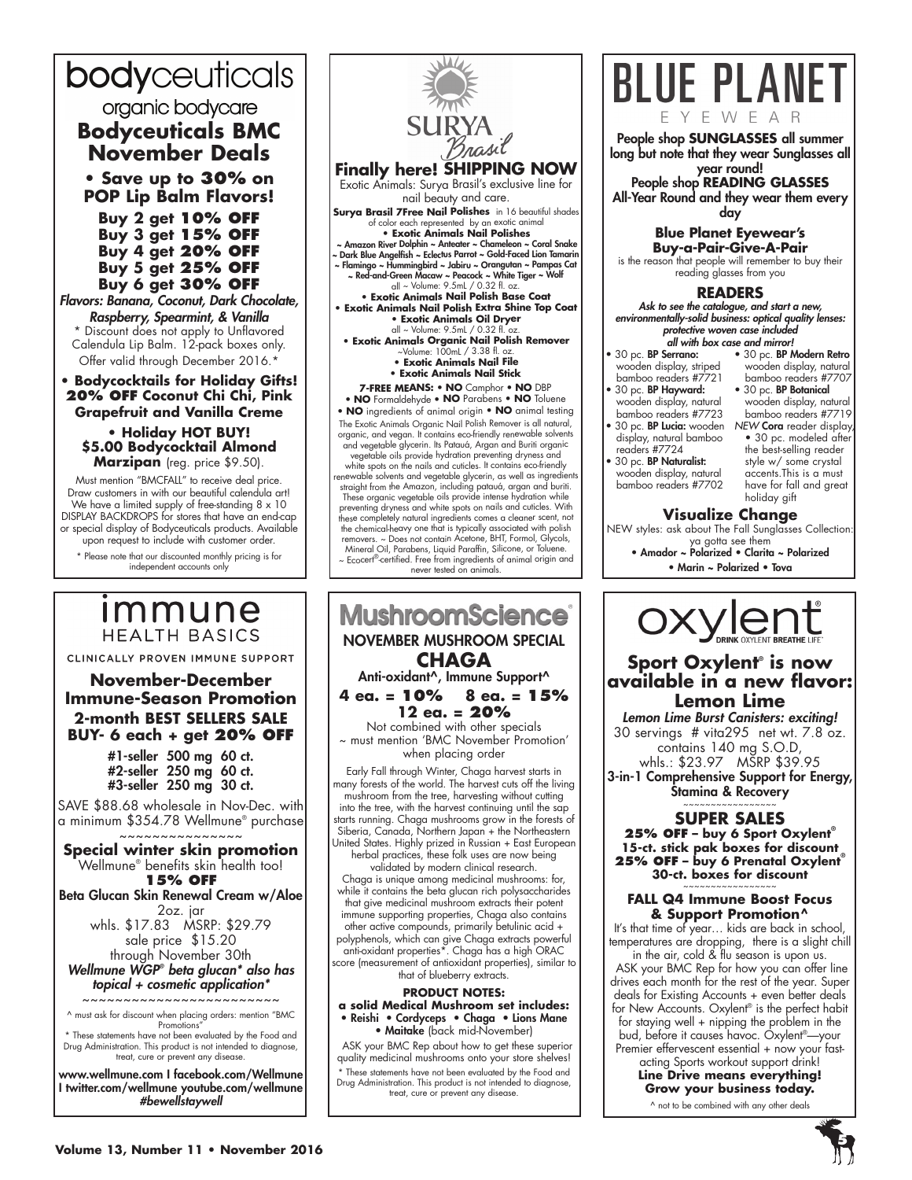# bodyceuticals

organic bodycare

## Bodyceuticals BMC November Deals

**• Save up to 30% on POP Lip Balm Flavors!**

**Buy 2 get 10% OFF**
**Buy 3 get 15% OFF**
**Buy 4 get 20% OFF**
**Buy 5 get 25% OFF**
**Buy 6 get 30% OFF**

***Flavors: Banana, Coconut, Dark Chocolate, Raspberry, Spearmint, & Vanilla***

* Discount does not apply to Unflavored Calendula Lip Balm. 12-pack boxes only. Offer valid through December 2016.*

**• Bodycocktails for Holiday Gifts!**
**20% OFF Coconut Chi Chi, Pink Grapefruit and Vanilla Creme**

**• Holiday HOT BUY!**
**$5.00 Bodycocktail Almond Marzipan** (reg. price $9.50).

Must mention "BMCFALL" to receive deal price. Draw customers in with our beautiful calendula art! We have a limited supply of free-standing 8 x 10 DISPLAY BACKDROPS for stores that have an end-cap or special display of Bodyceuticals products. Available upon request to include with customer order.

* Please note that our discounted monthly pricing is for independent accounts only

---

# SURYA Brasil

## Finally here! SHIPPING NOW

Exotic Animals: Surya Brasil's exclusive line for nail beauty and care.

**Surya Brasil 7Free Nail Polishes** in 16 beautiful shades of color each represented by an exotic animal

**• Exotic Animals Nail Polishes**
**~ Amazon River Dolphin ~ Anteater ~ Chameleon ~ Coral Snake ~ Dark Blue Angelfish ~ Eclectus Parrot ~ Gold-Faced Lion Tamarin ~ Flamingo ~ Hummingbird ~ Jabiru ~ Orangutan ~ Pampas Cat ~ Red-and-Green Macaw ~ Peacock ~ White Tiger ~ Wolf**
all ~ Volume: 9.5mL / 0.32 fl. oz.

**• Exotic Animals Nail Polish Base Coat**
**• Exotic Animals Nail Polish Extra Shine Top Coat**
**• Exotic Animals Oil Dryer**
all ~ Volume: 9.5mL / 0.32 fl. oz.

**• Exotic Animals Organic Nail Polish Remover**
~Volume: 100mL / 3.38 fl. oz.

**• Exotic Animals Nail File**
**• Exotic Animals Nail Stick**

**7-FREE MEANS: • NO** Camphor **• NO** DBP **• NO** Formaldehyde **• NO** Parabens **• NO** Toluene **• NO** ingredients of animal origin **• NO** animal testing

The Exotic Animals Organic Nail Polish Remover is all natural, organic, and vegan. It contains eco-friendly renewable solvents and vegetable glycerin. Its Patauá, Argan and Buriti organic vegetable oils provide hydration preventing dryness and white spots on the nails and cuticles. It contains eco-friendly renewable solvents and vegetable glycerin, as well as ingredients straight from the Amazon, including patauá, argan and buriti. These organic vegetable oils provide intense hydration while preventing dryness and white spots on nails and cuticles. With these completely natural ingredients comes a cleaner scent, not the chemical-heavy one that is typically associated with polish removers. ~ Does not contain Acetone, BHT, Formol, Glycols, Mineral Oil, Parabens, Liquid Paraffin, Silicone, or Toluene. ~ Ecocert®-certified. Free from ingredients of animal origin and never tested on animals.

---

# BLUE PLANET

EYEWEAR

**People shop SUNGLASSES all summer long but note that they wear Sunglasses all year round!**
**People shop READING GLASSES All-Year Round and they wear them every day**

### Blue Planet Eyewear's Buy-a-Pair-Give-A-Pair

is the reason that people will remember to buy their reading glasses from you

### READERS

*Ask to see the catalogue, and start a new, environmentally-solid business: optical quality lenses: protective woven case included all with box case and mirror!*

- 30 pc. **BP Serrano:** wooden display, striped bamboo readers #7721
- 30 pc. **BP Hayward:** wooden display, natural bamboo readers #7723
- 30 pc. **BP Lucia:** wooden display, natural bamboo readers #7724
- 30 pc. **BP Naturalist:** wooden display, natural bamboo readers #7702
- 30 pc. **BP Modern Retro** wooden display, natural bamboo readers #7707
- 30 pc. **BP Botanical** wooden display, natural bamboo readers #7719

*NEW* **Cora** reader display,
• 30 pc. modeled after the best-selling reader style w/ some crystal accents. This is a must have for fall and great holiday gift

### Visualize Change

NEW styles: ask about The Fall Sunglasses Collection: ya gotta see them

**• Amador ~ Polarized • Clarita ~ Polarized • Marin ~ Polarized • Tova**

---

# immune HEALTH BASICS

CLINICALLY PROVEN IMMUNE SUPPORT

## November-December Immune-Season Promotion

**2-month BEST SELLERS SALE**
**BUY- 6 each + get 20% OFF**

**#1-seller 500 mg 60 ct.**
**#2-seller 250 mg 60 ct.**
**#3-seller 250 mg 30 ct.**

SAVE $88.68 wholesale in Nov-Dec. with a minimum $354.78 Wellmune® purchase

~~~~~~~~~~~~~~~

### Special winter skin promotion

Wellmune® benefits skin health too!

**15% OFF**

**Beta Glucan Skin Renewal Cream w/Aloe**
2oz. jar
whls. $17.83 MSRP: $29.79
sale price $15.20
through November 30th

***Wellmune WGP® beta glucan* also has topical + cosmetic application****

~~~~~~~~~~~~~~~~~~~~~~~~

^ must ask for discount when placing orders: mention "BMC Promotions"

* These statements have not been evaluated by the Food and Drug Administration. This product is not intended to diagnose, treat, cure or prevent any disease.

**www.wellmune.com I facebook.com/Wellmune I twitter.com/wellmune youtube.com/wellmune *#bewellstaywell***

---

# MushroomScience®

**NOVEMBER MUSHROOM SPECIAL**

## CHAGA

**Anti-oxidant^, Immune Support^**

**4 ea. = 10%   8 ea. = 15%**
**12 ea. = 20%**

Not combined with other specials ~ must mention 'BMC November Promotion' when placing order

Early Fall through Winter, Chaga harvest starts in many forests of the world. The harvest cuts off the living mushroom from the tree, harvesting without cutting into the tree, with the harvest continuing until the sap starts running. Chaga mushrooms grow in the forests of Siberia, Canada, Northern Japan + the Northeastern United States. Highly prized in Russian + East European herbal practices, these folk uses are now being validated by modern clinical research.

Chaga is unique among medicinal mushrooms: for, while it contains the beta glucan rich polysaccharides that give medicinal mushroom extracts their potent immune supporting properties, Chaga also contains other active compounds, primarily betulinic acid + polyphenols, which can give Chaga extracts powerful anti-oxidant properties*. Chaga has a high ORAC score (measurement of antioxidant properties), similar to that of blueberry extracts.

**PRODUCT NOTES:**
**a solid Medical Mushroom set includes:**
**• Reishi • Cordyceps • Chaga • Lions Mane • Maitake** (back mid-November)

ASK your BMC Rep about how to get these superior quality medicinal mushrooms onto your store shelves!

* These statements have not been evaluated by the Food and Drug Administration. This product is not intended to diagnose, treat, cure or prevent any disease.

---

# oxylent®

DRINK OXYLENT BREATHE LIFE™

## Sport Oxylent® is now available in a new flavor: Lemon Lime

***Lemon Lime Burst Canisters: exciting!***

30 servings # vita295 net wt. 7.8 oz.
contains 140 mg S.O.D,
whls.: $23.97 MSRP $39.95

**3-in-1 Comprehensive Support for Energy, Stamina & Recovery**

~~~~~~~~~~~~~~~~

### SUPER SALES

**25% OFF – buy 6 Sport Oxylent® 15-ct. stick pak boxes for discount**
**25% OFF – buy 6 Prenatal Oxylent® 30-ct. boxes for discount**

~~~~~~~~~~~~~~~~

### FALL Q4 Immune Boost Focus & Support Promotion^

It's that time of year… kids are back in school, temperatures are dropping, there is a slight chill in the air, cold & flu season is upon us.

ASK your BMC Rep for how you can offer line drives each month for the rest of the year. Super deals for Existing Accounts + even better deals for New Accounts. Oxylent® is the perfect habit for staying well + nipping the problem in the bud, before it causes havoc. Oxylent®—your Premier effervescent essential + now your fast-acting Sports workout support drink!

**Line Drive means everything!**
**Grow your business today.**

^ not to be combined with any other deals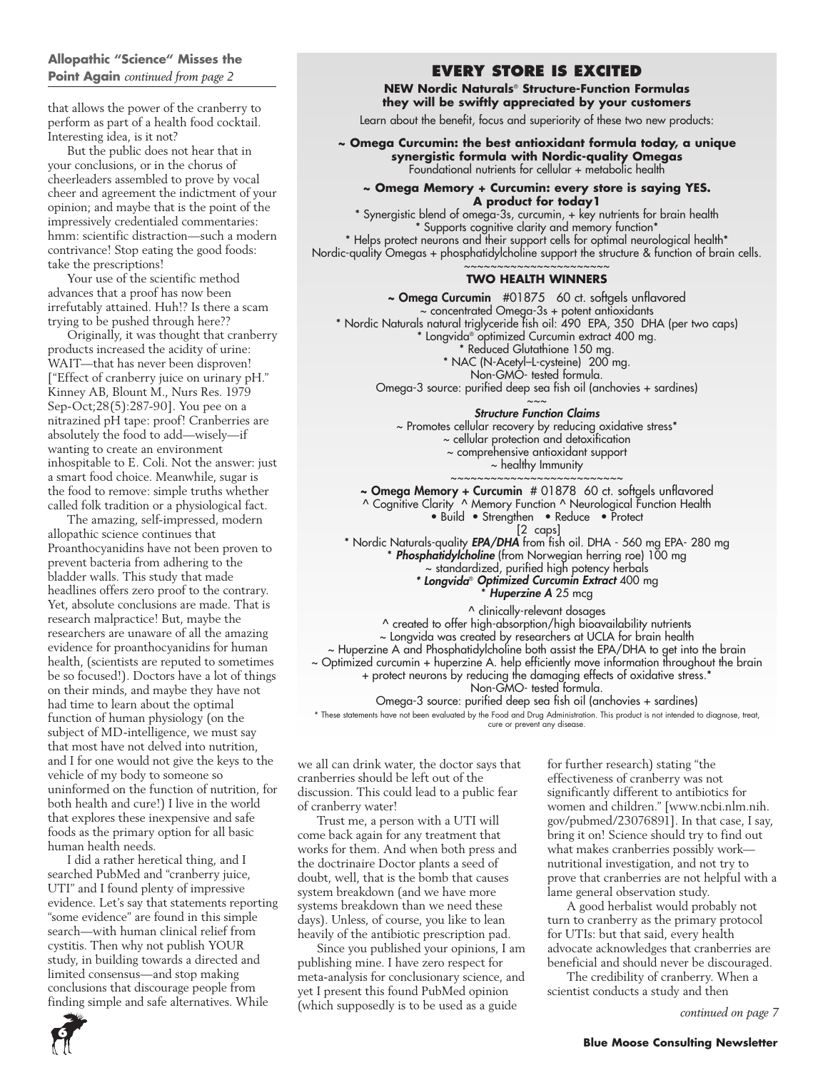### Allopathic "Science" Misses the Point Again *continued from page 2*

that allows the power of the cranberry to perform as part of a health food cocktail. Interesting idea, is it not?

But the public does not hear that in your conclusions, or in the chorus of cheerleaders assembled to prove by vocal cheer and agreement the indictment of your opinion; and maybe that is the point of the impressively credentialed commentaries: hmm: scientific distraction—such a modern contrivance! Stop eating the good foods: take the prescriptions!

Your use of the scientific method advances that a proof has now been irrefutably attained. Huh!? Is there a scam trying to be pushed through here??

Originally, it was thought that cranberry products increased the acidity of urine: WAIT—that has never been disproven! ["Effect of cranberry juice on urinary pH." Kinney AB, Blount M., Nurs Res. 1979 Sep-Oct;28(5):287-90]. You pee on a nitrazined pH tape: proof! Cranberries are absolutely the food to add—wisely—if wanting to create an environment inhospitable to E. Coli. Not the answer: just a smart food choice. Meanwhile, sugar is the food to remove: simple truths whether called folk tradition or a physiological fact.

The amazing, self-impressed, modern allopathic science continues that Proanthocyanidins have not been proven to prevent bacteria from adhering to the bladder walls. This study that made headlines offers zero proof to the contrary. Yet, absolute conclusions are made. That is research malpractice! But, maybe the researchers are unaware of all the amazing evidence for proanthocyanidins for human health, (scientists are reputed to sometimes be so focused!). Doctors have a lot of things on their minds, and maybe they have not had time to learn about the optimal function of human physiology (on the subject of MD-intelligence, we must say that most have not delved into nutrition, and I for one would not give the keys to the vehicle of my body to someone so uninformed on the function of nutrition, for both health and cure!) I live in the world that explores these inexpensive and safe foods as the primary option for all basic human health needs.

I did a rather heretical thing, and I searched PubMed and "cranberry juice, UTI" and I found plenty of impressive evidence. Let's say that statements reporting "some evidence" are found in this simple search—with human clinical relief from cystitis. Then why not publish YOUR study, in building towards a directed and limited consensus—and stop making conclusions that discourage people from finding simple and safe alternatives. While we all can drink water, the doctor says that cranberries should be left out of the discussion. This could lead to a public fear of cranberry water!

Trust me, a person with a UTI will come back again for any treatment that works for them. And when both press and the doctrinaire Doctor plants a seed of doubt, well, that is the bomb that causes system breakdown (and we have more systems breakdown than we need these days). Unless, of course, you like to lean heavily of the antibiotic prescription pad.

Since you published your opinions, I am publishing mine. I have zero respect for meta-analysis for conclusionary science, and yet I present this found PubMed opinion (which supposedly is to be used as a guide for further research) stating "the effectiveness of cranberry was not significantly different to antibiotics for women and children." [www.ncbi.nlm.nih.gov/pubmed/23076891]. In that case, I say, bring it on! Science should try to find out what makes cranberries possibly work—nutritional investigation, and not try to prove that cranberries are not helpful with a lame general observation study.

A good herbalist would probably not turn to cranberry as the primary protocol for UTIs: but that said, every health advocate acknowledges that cranberries are beneficial and should never be discouraged.

The credibility of cranberry. When a scientist conducts a study and then

*continued on page 7*

---

## EVERY STORE IS EXCITED

**NEW Nordic Naturals® Structure-Function Formulas they will be swiftly appreciated by your customers**

Learn about the benefit, focus and superiority of these two new products:

**~ Omega Curcumin: the best antioxidant formula today, a unique synergistic formula with Nordic-quality Omegas**
Foundational nutrients for cellular + metabolic health

**~ Omega Memory + Curcumin: every store is saying YES. A product for today1**
* Synergistic blend of omega-3s, curcumin, + key nutrients for brain health
* Supports cognitive clarity and memory function*
* Helps protect neurons and their support cells for optimal neurological health*
Nordic-quality Omegas + phosphatidylcholine support the structure & function of brain cells.

~~~~~~~~~~~~~~~~~~~~~~

**TWO HEALTH WINNERS**

**~ Omega Curcumin** #01875 60 ct. softgels unflavored
~ concentrated Omega-3s + potent antioxidants
* Nordic Naturals natural triglyceride fish oil: 490 EPA, 350 DHA (per two caps)
* Longvida® optimized Curcumin extract 400 mg.
* Reduced Glutathione 150 mg.
* NAC (N-Acetyl–L-cysteine) 200 mg.
Non-GMO- tested formula.
Omega-3 source: purified deep sea fish oil (anchovies + sardines)

~~~

***Structure Function Claims***
~ Promotes cellular recovery by reducing oxidative stress*
~ cellular protection and detoxification
~ comprehensive antioxidant support
~ healthy Immunity

~~~~~~~~~~~~~~~~~~~~~~~~~~

**~ Omega Memory + Curcumin** # 01878 60 ct. softgels unflavored
^ Cognitive Clarity ^ Memory Function ^ Neurological Function Health
• Build • Strengthen • Reduce • Protect
[2 caps]
* Nordic Naturals-quality ***EPA/DHA*** from fish oil. DHA - 560 mg EPA- 280 mg
* ***Phosphatidylcholine*** (from Norwegian herring roe) 100 mg
~ standardized, purified high potency herbals
* ***Longvida® Optimized Curcumin Extract*** 400 mg
* ***Huperzine A*** 25 mcg

^ clinically-relevant dosages
^ created to offer high-absorption/high bioavailability nutrients
~ Longvida was created by researchers at UCLA for brain health
~ Huperzine A and Phosphatidylcholine both assist the EPA/DHA to get into the brain
~ Optimized curcumin + huperzine A. help efficiently move information throughout the brain + protect neurons by reducing the damaging effects of oxidative stress.*
Non-GMO- tested formula.
Omega-3 source: purified deep sea fish oil (anchovies + sardines)

* These statements have not been evaluated by the Food and Drug Administration. This product is not intended to diagnose, treat, cure or prevent any disease.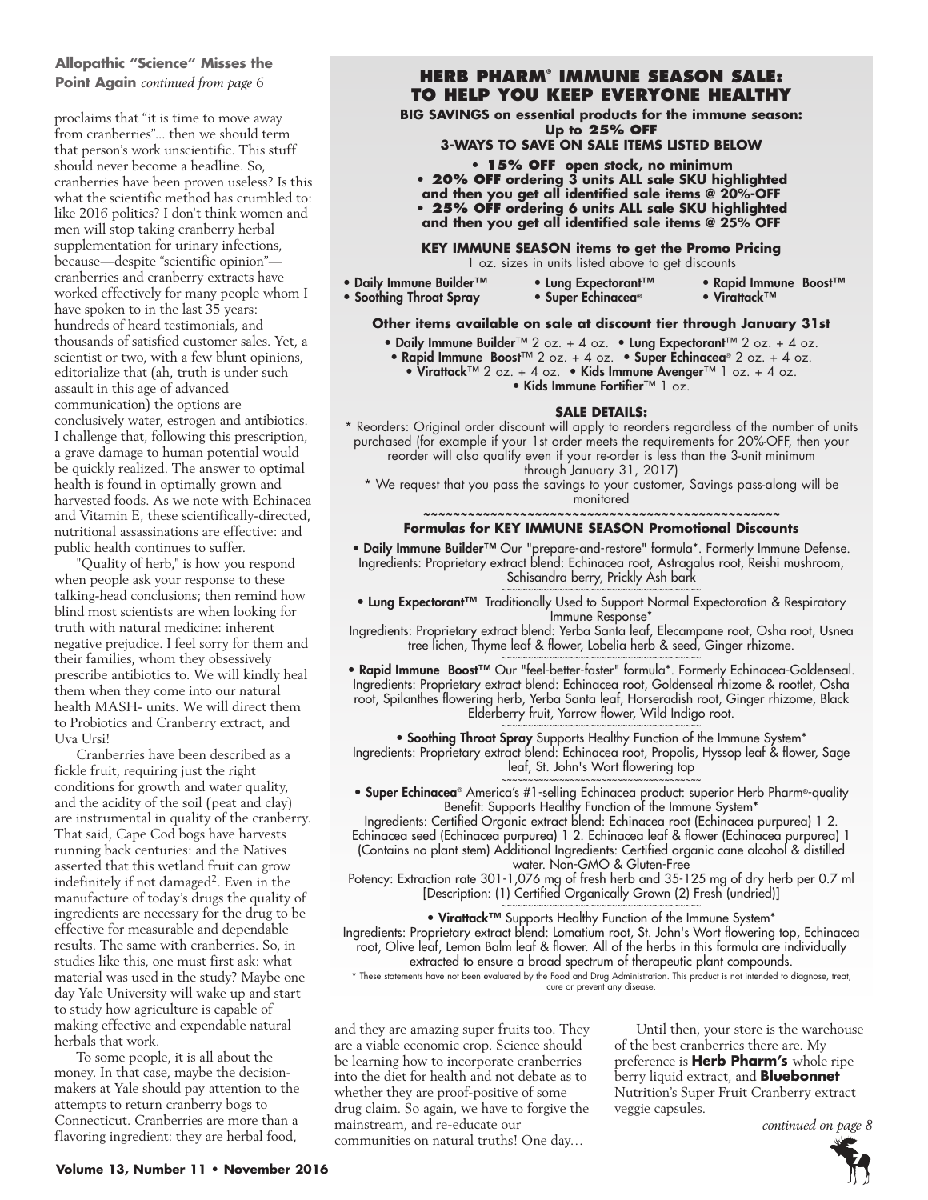**Allopathic "Science" Misses the Point Again** *continued from page 6*

proclaims that "it is time to move away from cranberries"... then we should term that person's work unscientific. This stuff should never become a headline. So, cranberries have been proven useless? Is this what the scientific method has crumbled to: like 2016 politics? I don't think women and men will stop taking cranberry herbal supplementation for urinary infections, because—despite "scientific opinion"—cranberries and cranberry extracts have worked effectively for many people whom I have spoken to in the last 35 years: hundreds of heard testimonials, and thousands of satisfied customer sales. Yet, a scientist or two, with a few blunt opinions, editorialize that (ah, truth is under such assault in this age of advanced communication) the options are conclusively water, estrogen and antibiotics. I challenge that, following this prescription, a grave damage to human potential would be quickly realized. The answer to optimal health is found in optimally grown and harvested foods. As we note with Echinacea and Vitamin E, these scientifically-directed, nutritional assassinations are effective: and public health continues to suffer.

"Quality of herb," is how you respond when people ask your response to these talking-head conclusions; then remind how blind most scientists are when looking for truth with natural medicine: inherent negative prejudice. I feel sorry for them and their families, whom they obsessively prescribe antibiotics to. We will kindly heal them when they come into our natural health MASH- units. We will direct them to Probiotics and Cranberry extract, and Uva Ursi!

Cranberries have been described as a fickle fruit, requiring just the right conditions for growth and water quality, and the acidity of the soil (peat and clay) are instrumental in quality of the cranberry. That said, Cape Cod bogs have harvests running back centuries: and the Natives asserted that this wetland fruit can grow indefinitely if not damaged[2]. Even in the manufacture of today's drugs the quality of ingredients are necessary for the drug to be effective for measurable and dependable results. The same with cranberries. So, in studies like this, one must first ask: what material was used in the study? Maybe one day Yale University will wake up and start to study how agriculture is capable of making effective and expendable natural herbals that work.

To some people, it is all about the money. In that case, maybe the decision-makers at Yale should pay attention to the attempts to return cranberry bogs to Connecticut. Cranberries are more than a flavoring ingredient: they are herbal food, and they are amazing super fruits too. They are a viable economic crop. Science should be learning how to incorporate cranberries into the diet for health and not debate as to whether they are proof-positive of some drug claim. So again, we have to forgive the mainstream, and re-educate our communities on natural truths! One day...

Until then, your store is the warehouse of the best cranberries there are. My preference is **Herb Pharm's** whole ripe berry liquid extract, and **Bluebonnet** Nutrition's Super Fruit Cranberry extract veggie capsules.

*continued on page 8*

## HERB PHARM® IMMUNE SEASON SALE: TO HELP YOU KEEP EVERYONE HEALTHY

**BIG SAVINGS on essential products for the immune season:**
**Up to 25% OFF**
**3-WAYS TO SAVE ON SALE ITEMS LISTED BELOW**

- **15% OFF open stock, no minimum**
- **20% OFF ordering 3 units ALL sale SKU highlighted and then you get all identified sale items @ 20%-OFF**
- **25% OFF ordering 6 units ALL sale SKU highlighted and then you get all identified sale items @ 25% OFF**

**KEY IMMUNE SEASON items to get the Promo Pricing**
1 oz. sizes in units listed above to get discounts

- Daily Immune Builder™
- Soothing Throat Spray
- Lung Expectorant™
- Super Echinacea®
- Rapid Immune Boost™
- Virattack™

**Other items available on sale at discount tier through January 31st**

- **Daily Immune Builder**™ 2 oz. + 4 oz.
- **Lung Expectorant**™ 2 oz. + 4 oz.
- **Rapid Immune Boost**™ 2 oz. + 4 oz.
- **Super Echinacea**® 2 oz. + 4 oz.
- **Virattack**™ 2 oz. + 4 oz.
- **Kids Immune Avenger**™ 1 oz. + 4 oz.
- **Kids Immune Fortifier**™ 1 oz.

**SALE DETAILS:**

* Reorders: Original order discount will apply to reorders regardless of the number of units purchased (for example if your 1st order meets the requirements for 20%-OFF, then your reorder will also qualify even if your re-order is less than the 3-unit minimum through January 31, 2017)

* We request that you pass the savings to your customer, Savings pass-along will be monitored

**Formulas for KEY IMMUNE SEASON Promotional Discounts**

• **Daily Immune Builder™** Our "prepare-and-restore" formula*. Formerly Immune Defense. Ingredients: Proprietary extract blend: Echinacea root, Astragalus root, Reishi mushroom, Schisandra berry, Prickly Ash bark

• **Lung Expectorant™** Traditionally Used to Support Normal Expectoration & Respiratory Immune Response*
Ingredients: Proprietary extract blend: Yerba Santa leaf, Elecampane root, Osha root, Usnea tree lichen, Thyme leaf & flower, Lobelia herb & seed, Ginger rhizome.

• **Rapid Immune Boost™** Our "feel-better-faster" formula*. Formerly Echinacea-Goldenseal. Ingredients: Proprietary extract blend: Echinacea root, Goldenseal rhizome & rootlet, Osha root, Spilanthes flowering herb, Yerba Santa leaf, Horseradish root, Ginger rhizome, Black Elderberry fruit, Yarrow flower, Wild Indigo root.

• **Soothing Throat Spray** Supports Healthy Function of the Immune System*
Ingredients: Proprietary extract blend: Echinacea root, Propolis, Hyssop leaf & flower, Sage leaf, St. John's Wort flowering top

• **Super Echinacea**® America's #1-selling Echinacea product: superior Herb Pharm®-quality Benefit: Supports Healthy Function of the Immune System*
Ingredients: Certified Organic extract blend: Echinacea root (Echinacea purpurea) 1 2. Echinacea seed (Echinacea purpurea) 1 2. Echinacea leaf & flower (Echinacea purpurea) 1 (Contains no plant stem) Additional Ingredients: Certified organic cane alcohol & distilled water. Non-GMO & Gluten-Free
Potency: Extraction rate 301-1,076 mg of fresh herb and 35-125 mg of dry herb per 0.7 ml [Description: (1) Certified Organically Grown (2) Fresh (undried)]

• **Virattack™** Supports Healthy Function of the Immune System*
Ingredients: Proprietary extract blend: Lomatium root, St. John's Wort flowering top, Echinacea root, Olive leaf, Lemon Balm leaf & flower. All of the herbs in this formula are individually extracted to ensure a broad spectrum of therapeutic plant compounds.

* These statements have not been evaluated by the Food and Drug Administration. This product is not intended to diagnose, treat, cure or prevent any disease.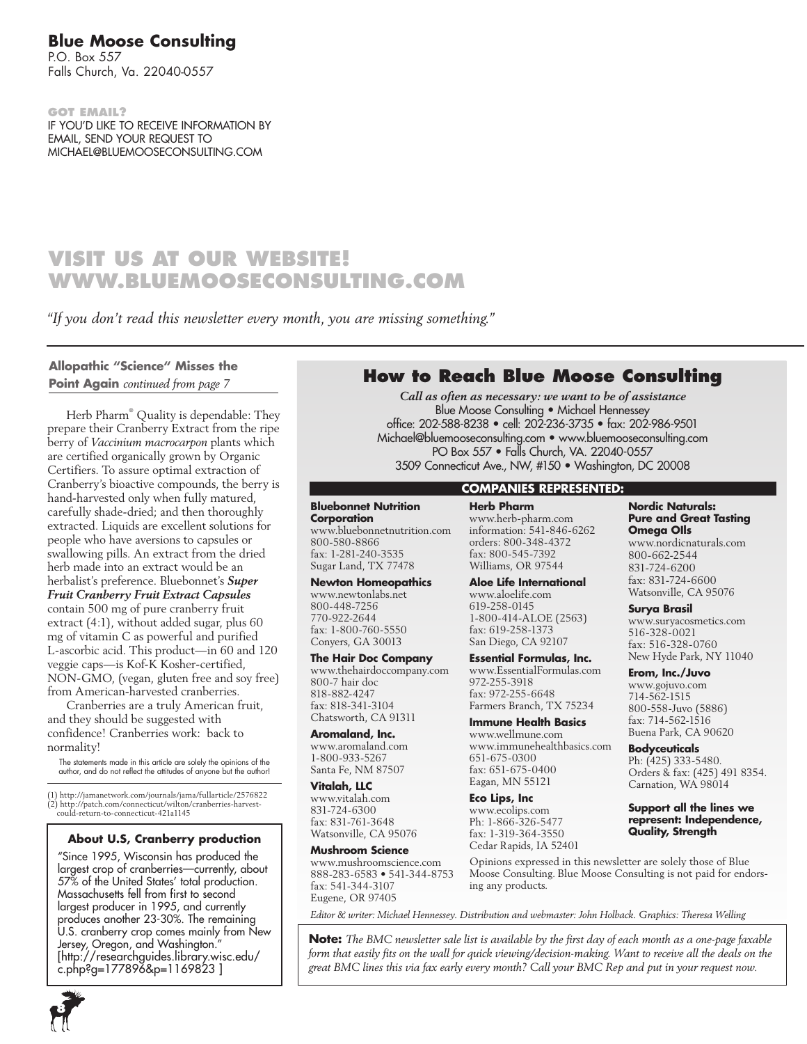## Blue Moose Consulting

P.O. Box 557
Falls Church, Va. 22040-0557

**GOT EMAIL?**
IF YOU'D LIKE TO RECEIVE INFORMATION BY EMAIL, SEND YOUR REQUEST TO MICHAEL@BLUEMOOSECONSULTING.COM

## VISIT US AT OUR WEBSITE! WWW.BLUEMOOSECONSULTING.COM

*"If you don't read this newsletter every month, you are missing something."*

### Allopathic "Science" Misses the Point Again *continued from page 7*

Herb Pharm® Quality is dependable: They prepare their Cranberry Extract from the ripe berry of *Vaccinium macrocarpon* plants which are certified organically grown by Organic Certifiers. To assure optimal extraction of Cranberry's bioactive compounds, the berry is hand-harvested only when fully matured, carefully shade-dried; and then thoroughly extracted. Liquids are excellent solutions for people who have aversions to capsules or swallowing pills. An extract from the dried herb made into an extract would be an herbalist's preference. Bluebonnet's ***Super Fruit Cranberry Fruit Extract Capsules*** contain 500 mg of pure cranberry fruit extract (4:1), without added sugar, plus 60 mg of vitamin C as powerful and purified L-ascorbic acid. This product—in 60 and 120 veggie caps—is Kof-K Kosher-certified, NON-GMO, (vegan, gluten free and soy free) from American-harvested cranberries.

Cranberries are a truly American fruit, and they should be suggested with confidence! Cranberries work: back to normality!

The statements made in this article are solely the opinions of the author, and do not reflect the attitudes of anyone but the author!

(1) http://jamanetwork.com/journals/jama/fullarticle/2576822
(2) http://patch.com/connecticut/wilton/cranberries-harvest-could-return-to-connecticut-421a1145

### About U.S, Cranberry production

"Since 1995, Wisconsin has produced the largest crop of cranberries—currently, about 57% of the United States' total production. Massachusetts fell from first to second largest producer in 1995, and currently produces another 23-30%. The remaining U.S. cranberry crop comes mainly from New Jersey, Oregon, and Washington." [http://researchguides.library.wisc.edu/c.php?g=177896&p=1169823 ]

## How to Reach Blue Moose Consulting

***Call as often as necessary: we want to be of assistance***
Blue Moose Consulting • Michael Hennessey
office: 202-588-8238 • cell: 202-236-3735 • fax: 202-986-9501
Michael@bluemooseconsulting.com • www.bluemooseconsulting.com
PO Box 557 • Falls Church, VA. 22040-0557
3509 Connecticut Ave., NW, #150 • Washington, DC 20008

### COMPANIES REPRESENTED:

**Bluebonnet Nutrition Corporation**
www.bluebonnetnutrition.com
800-580-8866
fax: 1-281-240-3535
Sugar Land, TX 77478

**Newton Homeopathics**
www.newtonlabs.net
800-448-7256
770-922-2644
fax: 1-800-760-5550
Conyers, GA 30013

**The Hair Doc Company**
www.thehairdoccompany.com
800-7 hair doc
818-882-4247
fax: 818-341-3104
Chatsworth, CA 91311

**Aromaland, Inc.**
www.aromaland.com
1-800-933-5267
Santa Fe, NM 87507

**Vitalah, LLC**
www.vitalah.com
831-724-6300
fax: 831-761-3648
Watsonville, CA 95076

**Mushroom Science**
www.mushroomscience.com
888-283-6583 • 541-344-8753
fax: 541-344-3107
Eugene, OR 97405

**Herb Pharm**
www.herb-pharm.com
information: 541-846-6262
orders: 800-348-4372
fax: 800-545-7392
Williams, OR 97544

**Aloe Life International**
www.aloelife.com
619-258-0145
1-800-414-ALOE (2563)
fax: 619-258-1373
San Diego, CA 92107

**Essential Formulas, Inc.**
www.EssentialFormulas.com
972-255-3918
fax: 972-255-6648
Farmers Branch, TX 75234

**Immune Health Basics**
www.wellmune.com
www.immunehealthbasics.com
651-675-0300
fax: 651-675-0400
Eagan, MN 55121

**Eco Lips, Inc**
www.ecolips.com
Ph: 1-866-326-5477
fax: 1-319-364-3550
Cedar Rapids, IA 52401

**Nordic Naturals: Pure and Great Tasting Omega OIls**
www.nordicnaturals.com
800-662-2544
831-724-6200
fax: 831-724-6600
Watsonville, CA 95076

**Surya Brasil**
www.suryacosmetics.com
516-328-0021
fax: 516-328-0760
New Hyde Park, NY 11040

**Erom, Inc./Juvo**
www.gojuvo.com
714-562-1515
800-558-Juvo (5886)
fax: 714-562-1516
Buena Park, CA 90620

**Bodyceuticals**
Ph: (425) 333-5480.
Orders & fax: (425) 491 8354.
Carnation, WA 98014

**Support all the lines we represent: Independence, Quality, Strength**

Opinions expressed in this newsletter are solely those of Blue Moose Consulting. Blue Moose Consulting is not paid for endorsing any products.

*Editor & writer: Michael Hennessey. Distribution and webmaster: John Holback. Graphics: Theresa Welling*

**Note:** *The BMC newsletter sale list is available by the first day of each month as a one-page faxable form that easily fits on the wall for quick viewing/decision-making. Want to receive all the deals on the great BMC lines this via fax early every month? Call your BMC Rep and put in your request now.*